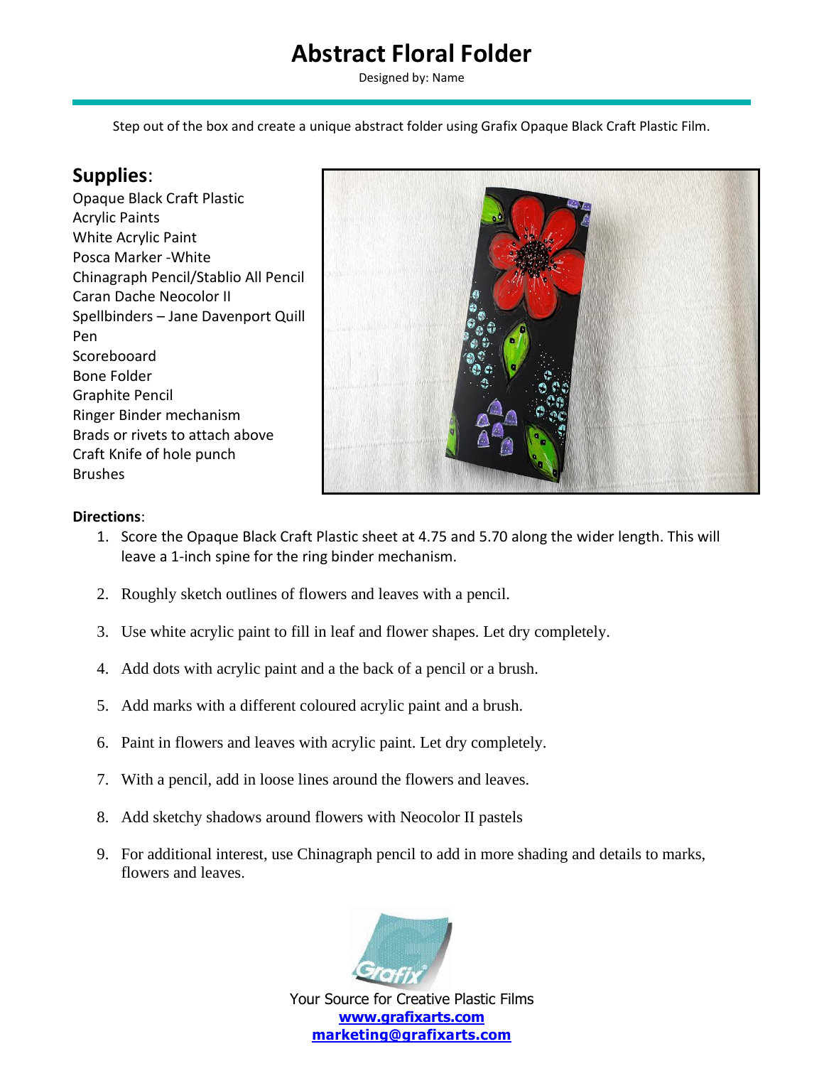# Abstract Floral Folder

Designed by: Name

Step out of the box and create a unique abstract folder using Grafix Opaque Black Craft Plastic Film.

## Supplies:

Opaque Black Craft Plastic
Acrylic Paints
White Acrylic Paint
Posca Marker -White
Chinagraph Pencil/Stablio All Pencil
Caran Dache Neocolor II
Spellbinders – Jane Davenport Quill Pen
Scorebooard
Bone Folder
Graphite Pencil
Ringer Binder mechanism
Brads or rivets to attach above
Craft Knife of hole punch
Brushes

**Directions**:

1. Score the Opaque Black Craft Plastic sheet at 4.75 and 5.70 along the wider length. This will leave a 1-inch spine for the ring binder mechanism.
2. Roughly sketch outlines of flowers and leaves with a pencil.
3. Use white acrylic paint to fill in leaf and flower shapes. Let dry completely.
4. Add dots with acrylic paint and a the back of a pencil or a brush.
5. Add marks with a different coloured acrylic paint and a brush.
6. Paint in flowers and leaves with acrylic paint. Let dry completely.
7. With a pencil, add in loose lines around the flowers and leaves.
8. Add sketchy shadows around flowers with Neocolor II pastels
9. For additional interest, use Chinagraph pencil to add in more shading and details to marks, flowers and leaves.

Your Source for Creative Plastic Films
**www.grafixarts.com**
**marketing@grafixarts.com**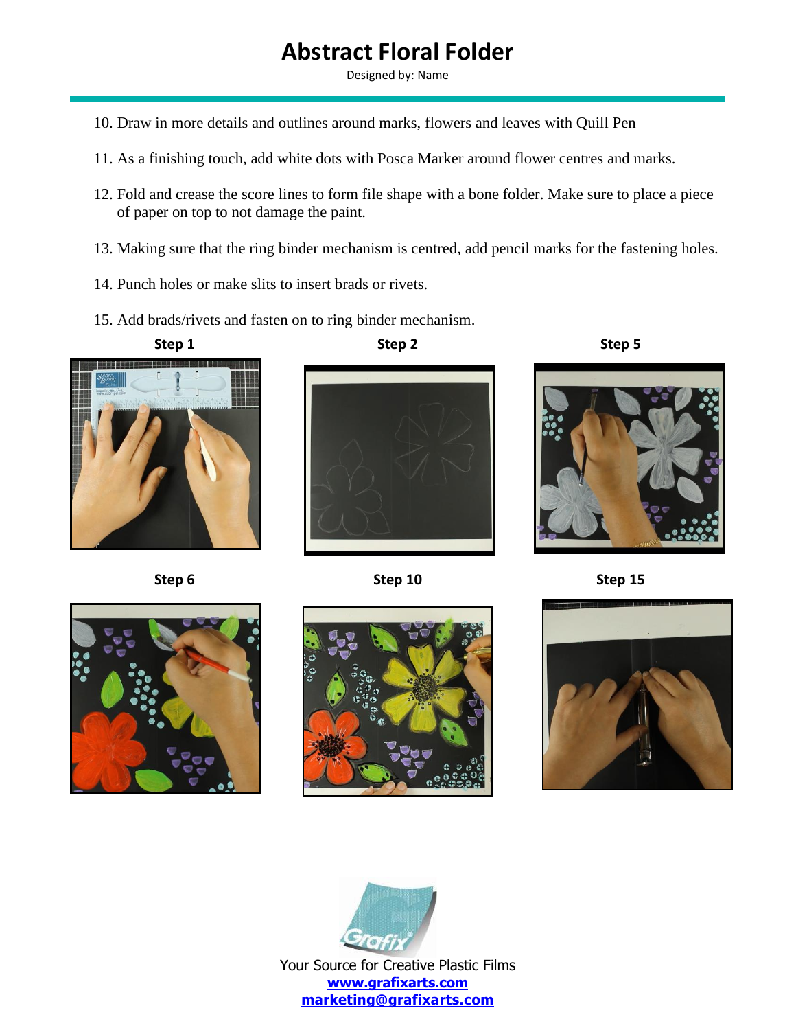# Abstract Floral Folder

Designed by: Name

10. Draw in more details and outlines around marks, flowers and leaves with Quill Pen
11. As a finishing touch, add white dots with Posca Marker around flower centres and marks.
12. Fold and crease the score lines to form file shape with a bone folder. Make sure to place a piece of paper on top to not damage the paint.
13. Making sure that the ring binder mechanism is centred, add pencil marks for the fastening holes.
14. Punch holes or make slits to insert brads or rivets.
15. Add brads/rivets and fasten on to ring binder mechanism.

**Step 1**

**Step 2**

**Step 5**

**Step 6**

**Step 10**

**Step 15**

Your Source for Creative Plastic Films

**www.grafixarts.com**

**marketing@grafixarts.com**